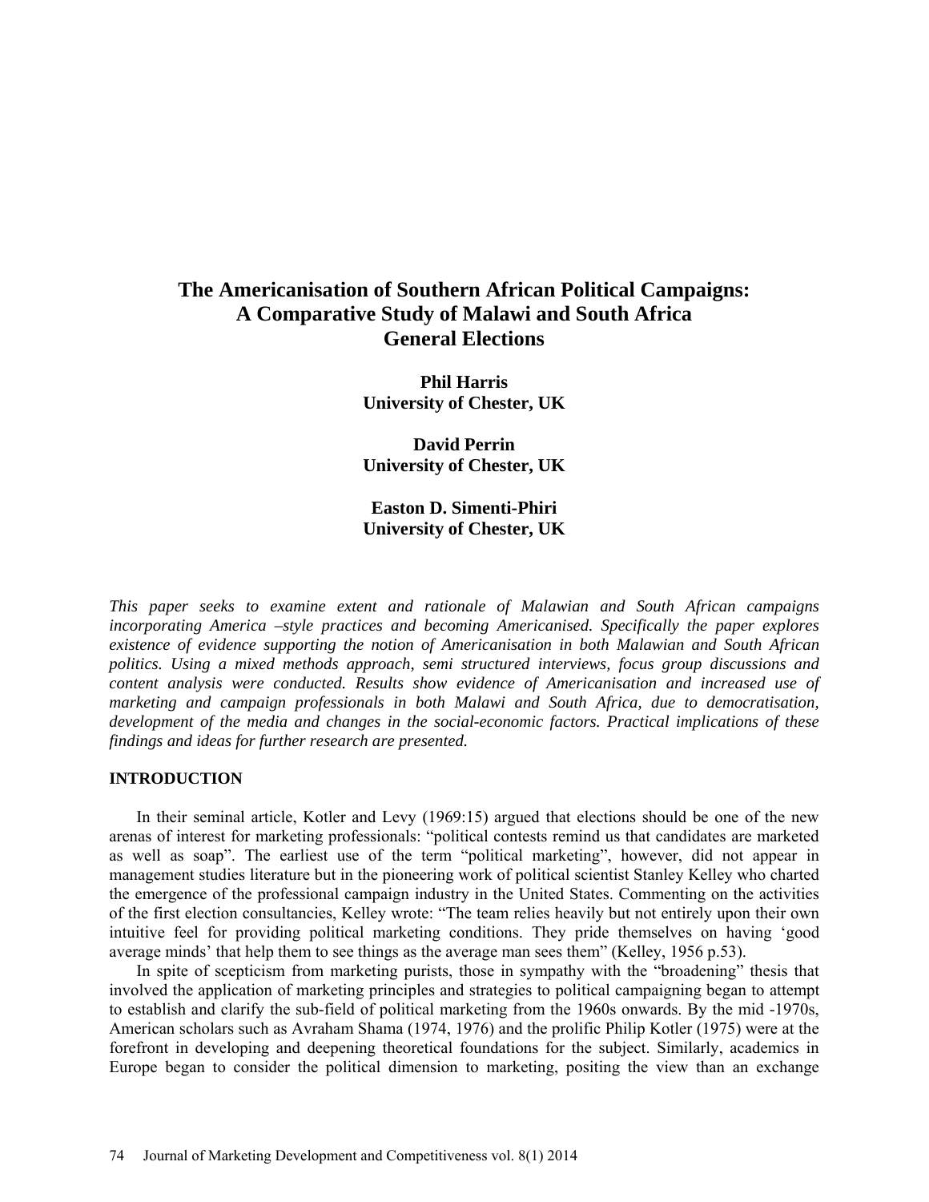# The Americanisation of Southern African Political Campaigns: A Comparative Study of Malawi and South Africa General Elections

**Phil Harris**
**University of Chester, UK**

**David Perrin**
**University of Chester, UK**

**Easton D. Simenti-Phiri**
**University of Chester, UK**

*This paper seeks to examine extent and rationale of Malawian and South African campaigns incorporating America –style practices and becoming Americanised. Specifically the paper explores existence of evidence supporting the notion of Americanisation in both Malawian and South African politics. Using a mixed methods approach, semi structured interviews, focus group discussions and content analysis were conducted. Results show evidence of Americanisation and increased use of marketing and campaign professionals in both Malawi and South Africa, due to democratisation, development of the media and changes in the social-economic factors. Practical implications of these findings and ideas for further research are presented.*

## INTRODUCTION

In their seminal article, Kotler and Levy (1969:15) argued that elections should be one of the new arenas of interest for marketing professionals: "political contests remind us that candidates are marketed as well as soap". The earliest use of the term "political marketing", however, did not appear in management studies literature but in the pioneering work of political scientist Stanley Kelley who charted the emergence of the professional campaign industry in the United States. Commenting on the activities of the first election consultancies, Kelley wrote: "The team relies heavily but not entirely upon their own intuitive feel for providing political marketing conditions. They pride themselves on having 'good average minds' that help them to see things as the average man sees them" (Kelley, 1956 p.53).

In spite of scepticism from marketing purists, those in sympathy with the "broadening" thesis that involved the application of marketing principles and strategies to political campaigning began to attempt to establish and clarify the sub-field of political marketing from the 1960s onwards. By the mid -1970s, American scholars such as Avraham Shama (1974, 1976) and the prolific Philip Kotler (1975) were at the forefront in developing and deepening theoretical foundations for the subject. Similarly, academics in Europe began to consider the political dimension to marketing, positing the view than an exchange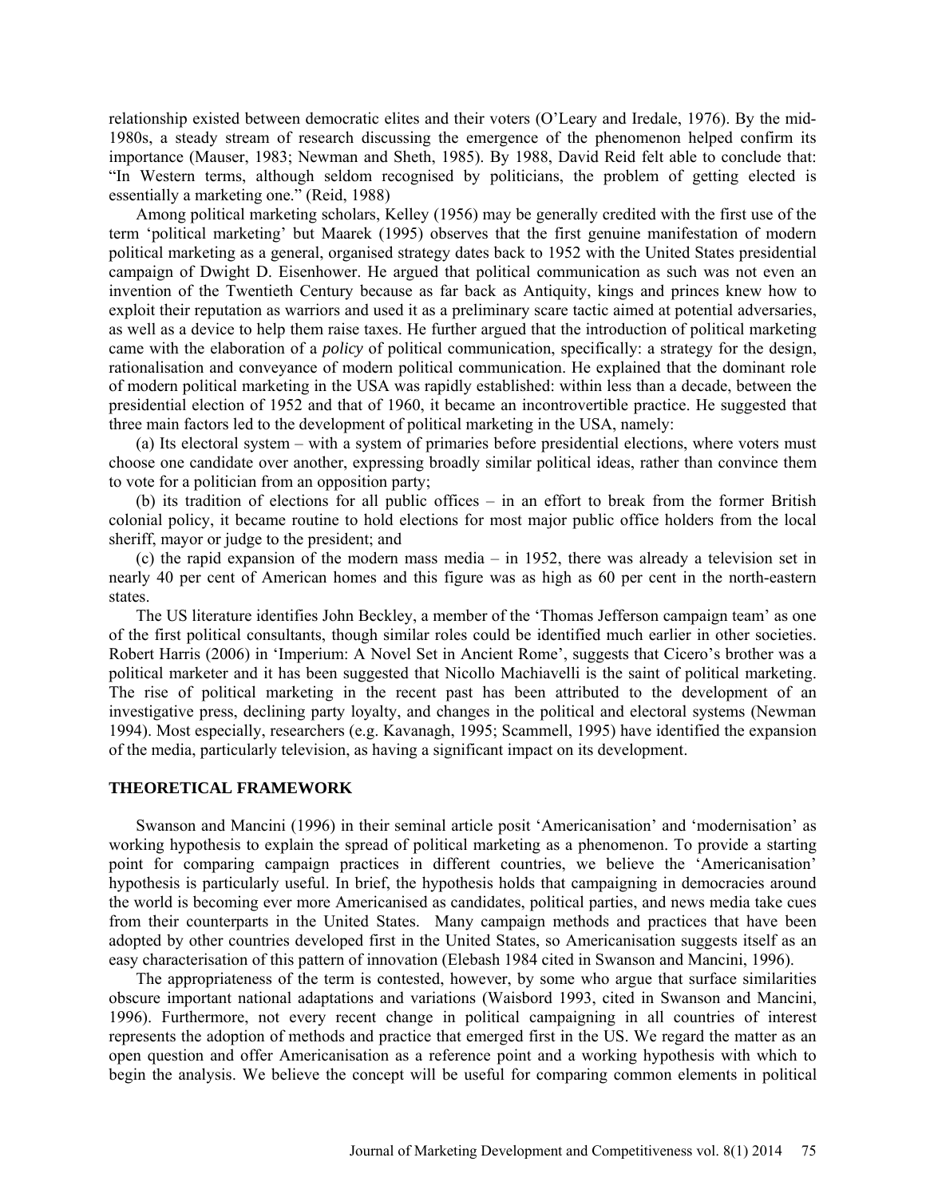relationship existed between democratic elites and their voters (O'Leary and Iredale, 1976). By the mid-1980s, a steady stream of research discussing the emergence of the phenomenon helped confirm its importance (Mauser, 1983; Newman and Sheth, 1985). By 1988, David Reid felt able to conclude that: "In Western terms, although seldom recognised by politicians, the problem of getting elected is essentially a marketing one." (Reid, 1988)

Among political marketing scholars, Kelley (1956) may be generally credited with the first use of the term 'political marketing' but Maarek (1995) observes that the first genuine manifestation of modern political marketing as a general, organised strategy dates back to 1952 with the United States presidential campaign of Dwight D. Eisenhower. He argued that political communication as such was not even an invention of the Twentieth Century because as far back as Antiquity, kings and princes knew how to exploit their reputation as warriors and used it as a preliminary scare tactic aimed at potential adversaries, as well as a device to help them raise taxes. He further argued that the introduction of political marketing came with the elaboration of a *policy* of political communication, specifically: a strategy for the design, rationalisation and conveyance of modern political communication. He explained that the dominant role of modern political marketing in the USA was rapidly established: within less than a decade, between the presidential election of 1952 and that of 1960, it became an incontrovertible practice. He suggested that three main factors led to the development of political marketing in the USA, namely:

(a) Its electoral system – with a system of primaries before presidential elections, where voters must choose one candidate over another, expressing broadly similar political ideas, rather than convince them to vote for a politician from an opposition party;

(b) its tradition of elections for all public offices – in an effort to break from the former British colonial policy, it became routine to hold elections for most major public office holders from the local sheriff, mayor or judge to the president; and

(c) the rapid expansion of the modern mass media – in 1952, there was already a television set in nearly 40 per cent of American homes and this figure was as high as 60 per cent in the north-eastern states.

The US literature identifies John Beckley, a member of the 'Thomas Jefferson campaign team' as one of the first political consultants, though similar roles could be identified much earlier in other societies. Robert Harris (2006) in 'Imperium: A Novel Set in Ancient Rome', suggests that Cicero's brother was a political marketer and it has been suggested that Nicollo Machiavelli is the saint of political marketing. The rise of political marketing in the recent past has been attributed to the development of an investigative press, declining party loyalty, and changes in the political and electoral systems (Newman 1994). Most especially, researchers (e.g. Kavanagh, 1995; Scammell, 1995) have identified the expansion of the media, particularly television, as having a significant impact on its development.

## THEORETICAL FRAMEWORK

Swanson and Mancini (1996) in their seminal article posit 'Americanisation' and 'modernisation' as working hypothesis to explain the spread of political marketing as a phenomenon. To provide a starting point for comparing campaign practices in different countries, we believe the 'Americanisation' hypothesis is particularly useful. In brief, the hypothesis holds that campaigning in democracies around the world is becoming ever more Americanised as candidates, political parties, and news media take cues from their counterparts in the United States. Many campaign methods and practices that have been adopted by other countries developed first in the United States, so Americanisation suggests itself as an easy characterisation of this pattern of innovation (Elebash 1984 cited in Swanson and Mancini, 1996).

The appropriateness of the term is contested, however, by some who argue that surface similarities obscure important national adaptations and variations (Waisbord 1993, cited in Swanson and Mancini, 1996). Furthermore, not every recent change in political campaigning in all countries of interest represents the adoption of methods and practice that emerged first in the US. We regard the matter as an open question and offer Americanisation as a reference point and a working hypothesis with which to begin the analysis. We believe the concept will be useful for comparing common elements in political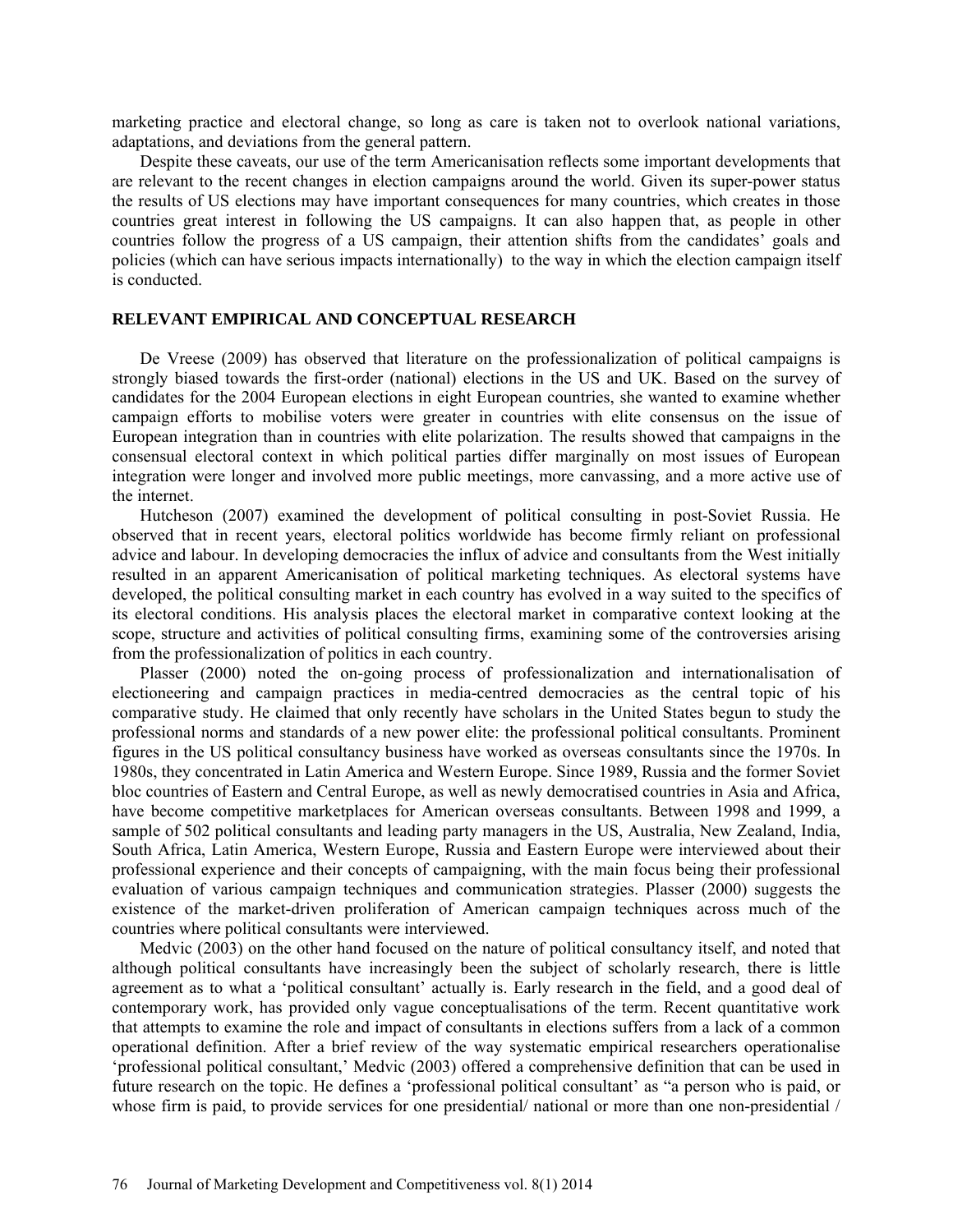marketing practice and electoral change, so long as care is taken not to overlook national variations, adaptations, and deviations from the general pattern.

Despite these caveats, our use of the term Americanisation reflects some important developments that are relevant to the recent changes in election campaigns around the world. Given its super-power status the results of US elections may have important consequences for many countries, which creates in those countries great interest in following the US campaigns. It can also happen that, as people in other countries follow the progress of a US campaign, their attention shifts from the candidates' goals and policies (which can have serious impacts internationally) to the way in which the election campaign itself is conducted.

## RELEVANT EMPIRICAL AND CONCEPTUAL RESEARCH

De Vreese (2009) has observed that literature on the professionalization of political campaigns is strongly biased towards the first-order (national) elections in the US and UK. Based on the survey of candidates for the 2004 European elections in eight European countries, she wanted to examine whether campaign efforts to mobilise voters were greater in countries with elite consensus on the issue of European integration than in countries with elite polarization. The results showed that campaigns in the consensual electoral context in which political parties differ marginally on most issues of European integration were longer and involved more public meetings, more canvassing, and a more active use of the internet.

Hutcheson (2007) examined the development of political consulting in post-Soviet Russia. He observed that in recent years, electoral politics worldwide has become firmly reliant on professional advice and labour. In developing democracies the influx of advice and consultants from the West initially resulted in an apparent Americanisation of political marketing techniques. As electoral systems have developed, the political consulting market in each country has evolved in a way suited to the specifics of its electoral conditions. His analysis places the electoral market in comparative context looking at the scope, structure and activities of political consulting firms, examining some of the controversies arising from the professionalization of politics in each country.

Plasser (2000) noted the on-going process of professionalization and internationalisation of electioneering and campaign practices in media-centred democracies as the central topic of his comparative study. He claimed that only recently have scholars in the United States begun to study the professional norms and standards of a new power elite: the professional political consultants. Prominent figures in the US political consultancy business have worked as overseas consultants since the 1970s. In 1980s, they concentrated in Latin America and Western Europe. Since 1989, Russia and the former Soviet bloc countries of Eastern and Central Europe, as well as newly democratised countries in Asia and Africa, have become competitive marketplaces for American overseas consultants. Between 1998 and 1999, a sample of 502 political consultants and leading party managers in the US, Australia, New Zealand, India, South Africa, Latin America, Western Europe, Russia and Eastern Europe were interviewed about their professional experience and their concepts of campaigning, with the main focus being their professional evaluation of various campaign techniques and communication strategies. Plasser (2000) suggests the existence of the market-driven proliferation of American campaign techniques across much of the countries where political consultants were interviewed.

Medvic (2003) on the other hand focused on the nature of political consultancy itself, and noted that although political consultants have increasingly been the subject of scholarly research, there is little agreement as to what a 'political consultant' actually is. Early research in the field, and a good deal of contemporary work, has provided only vague conceptualisations of the term. Recent quantitative work that attempts to examine the role and impact of consultants in elections suffers from a lack of a common operational definition. After a brief review of the way systematic empirical researchers operationalise 'professional political consultant,' Medvic (2003) offered a comprehensive definition that can be used in future research on the topic. He defines a 'professional political consultant' as "a person who is paid, or whose firm is paid, to provide services for one presidential/ national or more than one non-presidential /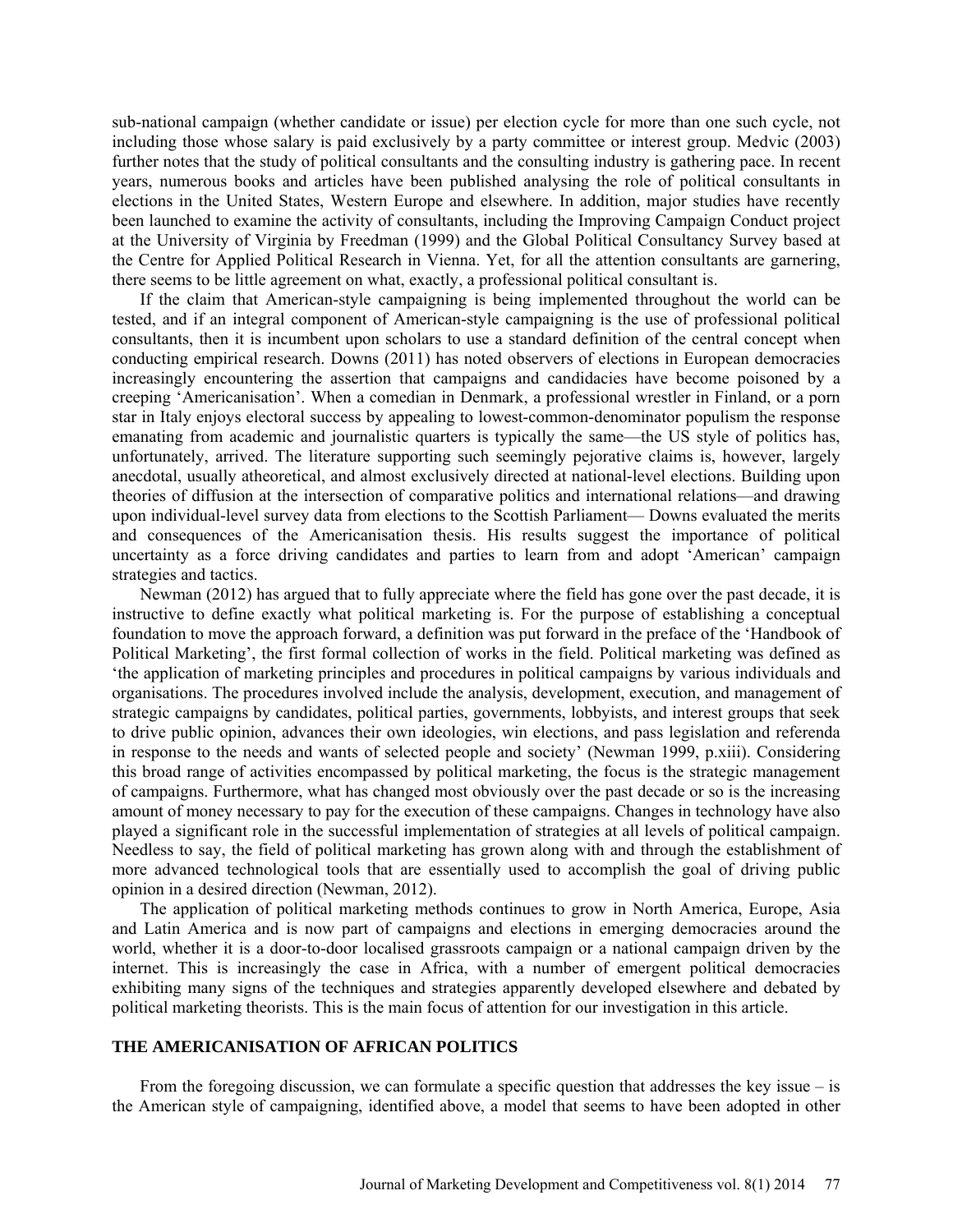sub-national campaign (whether candidate or issue) per election cycle for more than one such cycle, not including those whose salary is paid exclusively by a party committee or interest group. Medvic (2003) further notes that the study of political consultants and the consulting industry is gathering pace. In recent years, numerous books and articles have been published analysing the role of political consultants in elections in the United States, Western Europe and elsewhere. In addition, major studies have recently been launched to examine the activity of consultants, including the Improving Campaign Conduct project at the University of Virginia by Freedman (1999) and the Global Political Consultancy Survey based at the Centre for Applied Political Research in Vienna. Yet, for all the attention consultants are garnering, there seems to be little agreement on what, exactly, a professional political consultant is.

If the claim that American-style campaigning is being implemented throughout the world can be tested, and if an integral component of American-style campaigning is the use of professional political consultants, then it is incumbent upon scholars to use a standard definition of the central concept when conducting empirical research. Downs (2011) has noted observers of elections in European democracies increasingly encountering the assertion that campaigns and candidacies have become poisoned by a creeping 'Americanisation'. When a comedian in Denmark, a professional wrestler in Finland, or a porn star in Italy enjoys electoral success by appealing to lowest-common-denominator populism the response emanating from academic and journalistic quarters is typically the same—the US style of politics has, unfortunately, arrived. The literature supporting such seemingly pejorative claims is, however, largely anecdotal, usually atheoretical, and almost exclusively directed at national-level elections. Building upon theories of diffusion at the intersection of comparative politics and international relations—and drawing upon individual-level survey data from elections to the Scottish Parliament— Downs evaluated the merits and consequences of the Americanisation thesis. His results suggest the importance of political uncertainty as a force driving candidates and parties to learn from and adopt 'American' campaign strategies and tactics.

Newman (2012) has argued that to fully appreciate where the field has gone over the past decade, it is instructive to define exactly what political marketing is. For the purpose of establishing a conceptual foundation to move the approach forward, a definition was put forward in the preface of the 'Handbook of Political Marketing', the first formal collection of works in the field. Political marketing was defined as 'the application of marketing principles and procedures in political campaigns by various individuals and organisations. The procedures involved include the analysis, development, execution, and management of strategic campaigns by candidates, political parties, governments, lobbyists, and interest groups that seek to drive public opinion, advances their own ideologies, win elections, and pass legislation and referenda in response to the needs and wants of selected people and society' (Newman 1999, p.xiii). Considering this broad range of activities encompassed by political marketing, the focus is the strategic management of campaigns. Furthermore, what has changed most obviously over the past decade or so is the increasing amount of money necessary to pay for the execution of these campaigns. Changes in technology have also played a significant role in the successful implementation of strategies at all levels of political campaign. Needless to say, the field of political marketing has grown along with and through the establishment of more advanced technological tools that are essentially used to accomplish the goal of driving public opinion in a desired direction (Newman, 2012).

The application of political marketing methods continues to grow in North America, Europe, Asia and Latin America and is now part of campaigns and elections in emerging democracies around the world, whether it is a door-to-door localised grassroots campaign or a national campaign driven by the internet. This is increasingly the case in Africa, with a number of emergent political democracies exhibiting many signs of the techniques and strategies apparently developed elsewhere and debated by political marketing theorists. This is the main focus of attention for our investigation in this article.

## THE AMERICANISATION OF AFRICAN POLITICS

From the foregoing discussion, we can formulate a specific question that addresses the key issue – is the American style of campaigning, identified above, a model that seems to have been adopted in other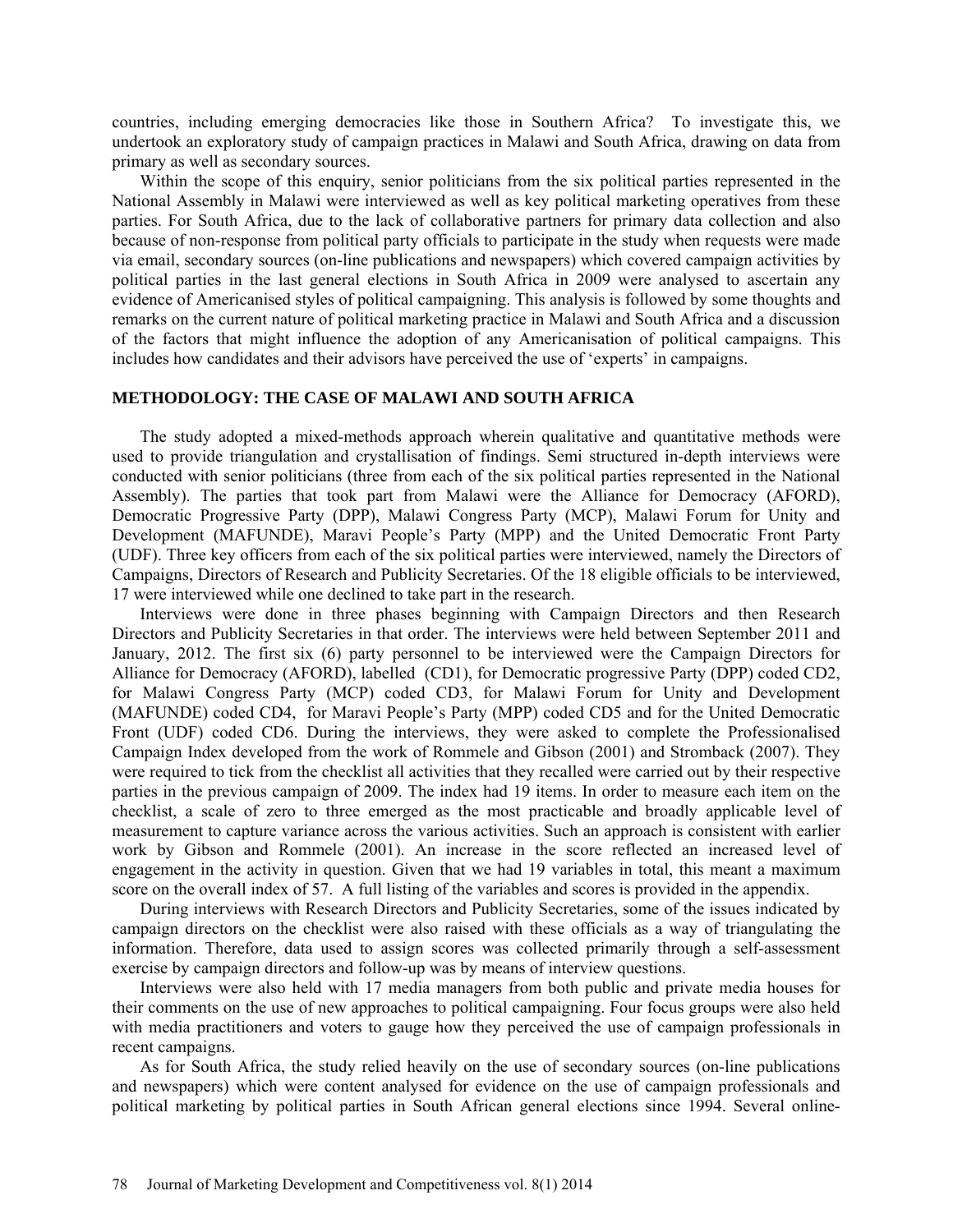countries, including emerging democracies like those in Southern Africa? To investigate this, we undertook an exploratory study of campaign practices in Malawi and South Africa, drawing on data from primary as well as secondary sources.

Within the scope of this enquiry, senior politicians from the six political parties represented in the National Assembly in Malawi were interviewed as well as key political marketing operatives from these parties. For South Africa, due to the lack of collaborative partners for primary data collection and also because of non-response from political party officials to participate in the study when requests were made via email, secondary sources (on-line publications and newspapers) which covered campaign activities by political parties in the last general elections in South Africa in 2009 were analysed to ascertain any evidence of Americanised styles of political campaigning. This analysis is followed by some thoughts and remarks on the current nature of political marketing practice in Malawi and South Africa and a discussion of the factors that might influence the adoption of any Americanisation of political campaigns. This includes how candidates and their advisors have perceived the use of 'experts' in campaigns.

## METHODOLOGY: THE CASE OF MALAWI AND SOUTH AFRICA

The study adopted a mixed-methods approach wherein qualitative and quantitative methods were used to provide triangulation and crystallisation of findings. Semi structured in-depth interviews were conducted with senior politicians (three from each of the six political parties represented in the National Assembly). The parties that took part from Malawi were the Alliance for Democracy (AFORD), Democratic Progressive Party (DPP), Malawi Congress Party (MCP), Malawi Forum for Unity and Development (MAFUNDE), Maravi People's Party (MPP) and the United Democratic Front Party (UDF). Three key officers from each of the six political parties were interviewed, namely the Directors of Campaigns, Directors of Research and Publicity Secretaries. Of the 18 eligible officials to be interviewed, 17 were interviewed while one declined to take part in the research.

Interviews were done in three phases beginning with Campaign Directors and then Research Directors and Publicity Secretaries in that order. The interviews were held between September 2011 and January, 2012. The first six (6) party personnel to be interviewed were the Campaign Directors for Alliance for Democracy (AFORD), labelled (CD1), for Democratic progressive Party (DPP) coded CD2, for Malawi Congress Party (MCP) coded CD3, for Malawi Forum for Unity and Development (MAFUNDE) coded CD4, for Maravi People's Party (MPP) coded CD5 and for the United Democratic Front (UDF) coded CD6. During the interviews, they were asked to complete the Professionalised Campaign Index developed from the work of Rommele and Gibson (2001) and Stromback (2007). They were required to tick from the checklist all activities that they recalled were carried out by their respective parties in the previous campaign of 2009. The index had 19 items. In order to measure each item on the checklist, a scale of zero to three emerged as the most practicable and broadly applicable level of measurement to capture variance across the various activities. Such an approach is consistent with earlier work by Gibson and Rommele (2001). An increase in the score reflected an increased level of engagement in the activity in question. Given that we had 19 variables in total, this meant a maximum score on the overall index of 57. A full listing of the variables and scores is provided in the appendix.

During interviews with Research Directors and Publicity Secretaries, some of the issues indicated by campaign directors on the checklist were also raised with these officials as a way of triangulating the information. Therefore, data used to assign scores was collected primarily through a self-assessment exercise by campaign directors and follow-up was by means of interview questions.

Interviews were also held with 17 media managers from both public and private media houses for their comments on the use of new approaches to political campaigning. Four focus groups were also held with media practitioners and voters to gauge how they perceived the use of campaign professionals in recent campaigns.

As for South Africa, the study relied heavily on the use of secondary sources (on-line publications and newspapers) which were content analysed for evidence on the use of campaign professionals and political marketing by political parties in South African general elections since 1994. Several online-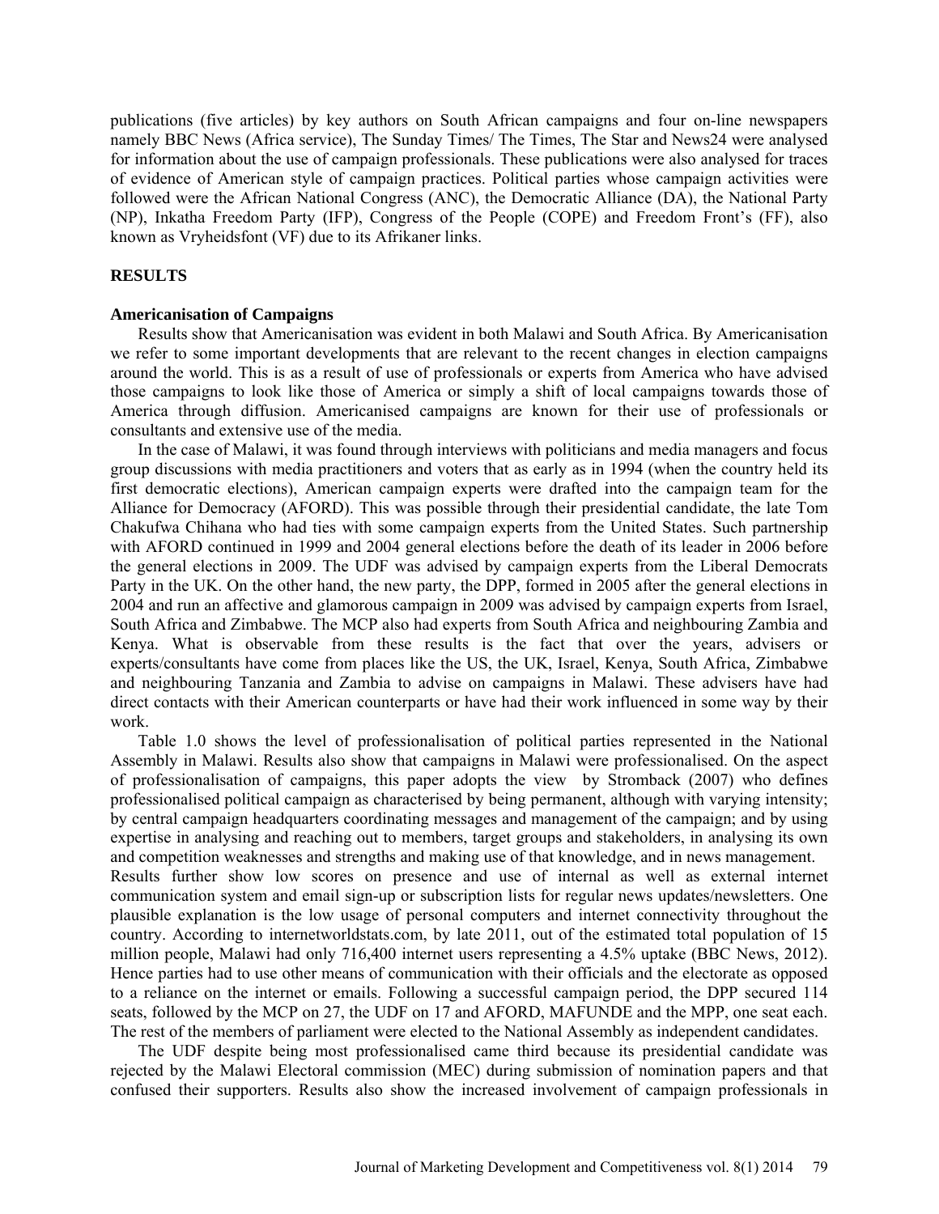publications (five articles) by key authors on South African campaigns and four on-line newspapers namely BBC News (Africa service), The Sunday Times/ The Times, The Star and News24 were analysed for information about the use of campaign professionals. These publications were also analysed for traces of evidence of American style of campaign practices. Political parties whose campaign activities were followed were the African National Congress (ANC), the Democratic Alliance (DA), the National Party (NP), Inkatha Freedom Party (IFP), Congress of the People (COPE) and Freedom Front's (FF), also known as Vryheidsfont (VF) due to its Afrikaner links.

## RESULTS

### Americanisation of Campaigns

Results show that Americanisation was evident in both Malawi and South Africa. By Americanisation we refer to some important developments that are relevant to the recent changes in election campaigns around the world. This is as a result of use of professionals or experts from America who have advised those campaigns to look like those of America or simply a shift of local campaigns towards those of America through diffusion. Americanised campaigns are known for their use of professionals or consultants and extensive use of the media.

In the case of Malawi, it was found through interviews with politicians and media managers and focus group discussions with media practitioners and voters that as early as in 1994 (when the country held its first democratic elections), American campaign experts were drafted into the campaign team for the Alliance for Democracy (AFORD). This was possible through their presidential candidate, the late Tom Chakufwa Chihana who had ties with some campaign experts from the United States. Such partnership with AFORD continued in 1999 and 2004 general elections before the death of its leader in 2006 before the general elections in 2009. The UDF was advised by campaign experts from the Liberal Democrats Party in the UK. On the other hand, the new party, the DPP, formed in 2005 after the general elections in 2004 and run an affective and glamorous campaign in 2009 was advised by campaign experts from Israel, South Africa and Zimbabwe. The MCP also had experts from South Africa and neighbouring Zambia and Kenya. What is observable from these results is the fact that over the years, advisers or experts/consultants have come from places like the US, the UK, Israel, Kenya, South Africa, Zimbabwe and neighbouring Tanzania and Zambia to advise on campaigns in Malawi. These advisers have had direct contacts with their American counterparts or have had their work influenced in some way by their work.

Table 1.0 shows the level of professionalisation of political parties represented in the National Assembly in Malawi. Results also show that campaigns in Malawi were professionalised. On the aspect of professionalisation of campaigns, this paper adopts the view by Stromback (2007) who defines professionalised political campaign as characterised by being permanent, although with varying intensity; by central campaign headquarters coordinating messages and management of the campaign; and by using expertise in analysing and reaching out to members, target groups and stakeholders, in analysing its own and competition weaknesses and strengths and making use of that knowledge, and in news management.

Results further show low scores on presence and use of internal as well as external internet communication system and email sign-up or subscription lists for regular news updates/newsletters. One plausible explanation is the low usage of personal computers and internet connectivity throughout the country. According to internetworldstats.com, by late 2011, out of the estimated total population of 15 million people, Malawi had only 716,400 internet users representing a 4.5% uptake (BBC News, 2012). Hence parties had to use other means of communication with their officials and the electorate as opposed to a reliance on the internet or emails. Following a successful campaign period, the DPP secured 114 seats, followed by the MCP on 27, the UDF on 17 and AFORD, MAFUNDE and the MPP, one seat each. The rest of the members of parliament were elected to the National Assembly as independent candidates.

The UDF despite being most professionalised came third because its presidential candidate was rejected by the Malawi Electoral commission (MEC) during submission of nomination papers and that confused their supporters. Results also show the increased involvement of campaign professionals in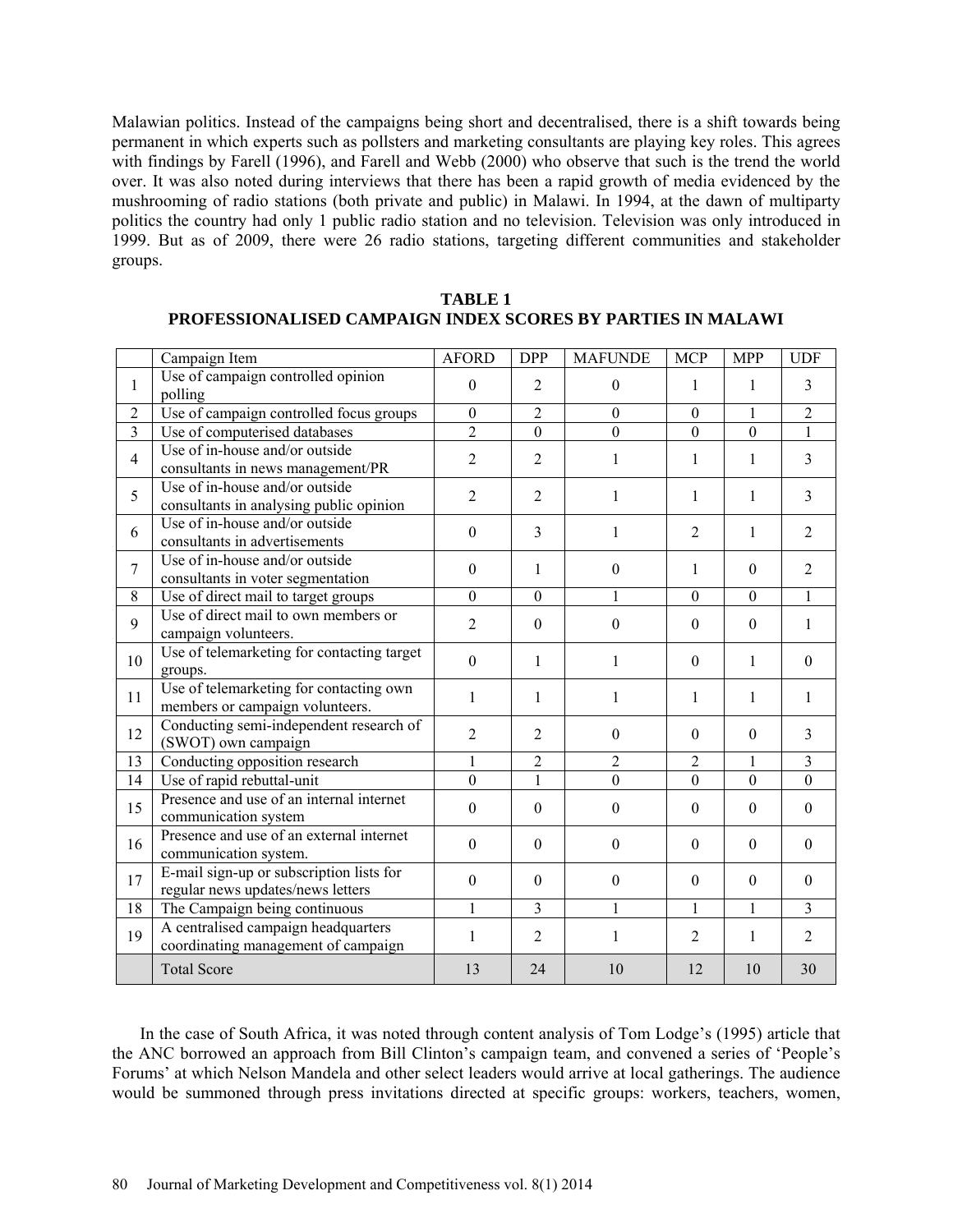Malawian politics. Instead of the campaigns being short and decentralised, there is a shift towards being permanent in which experts such as pollsters and marketing consultants are playing key roles. This agrees with findings by Farell (1996), and Farell and Webb (2000) who observe that such is the trend the world over. It was also noted during interviews that there has been a rapid growth of media evidenced by the mushrooming of radio stations (both private and public) in Malawi. In 1994, at the dawn of multiparty politics the country had only 1 public radio station and no television. Television was only introduced in 1999. But as of 2009, there were 26 radio stations, targeting different communities and stakeholder groups.

**TABLE 1**
**PROFESSIONALISED CAMPAIGN INDEX SCORES BY PARTIES IN MALAWI**

| | Campaign Item | AFORD | DPP | MAFUNDE | MCP | MPP | UDF |
|---|---|---|---|---|---|---|---|
| 1 | Use of campaign controlled opinion polling | 0 | 2 | 0 | 1 | 1 | 3 |
| 2 | Use of campaign controlled focus groups | 0 | 2 | 0 | 0 | 1 | 2 |
| 3 | Use of computerised databases | 2 | 0 | 0 | 0 | 0 | 1 |
| 4 | Use of in-house and/or outside consultants in news management/PR | 2 | 2 | 1 | 1 | 1 | 3 |
| 5 | Use of in-house and/or outside consultants in analysing public opinion | 2 | 2 | 1 | 1 | 1 | 3 |
| 6 | Use of in-house and/or outside consultants in advertisements | 0 | 3 | 1 | 2 | 1 | 2 |
| 7 | Use of in-house and/or outside consultants in voter segmentation | 0 | 1 | 0 | 1 | 0 | 2 |
| 8 | Use of direct mail to target groups | 0 | 0 | 1 | 0 | 0 | 1 |
| 9 | Use of direct mail to own members or campaign volunteers. | 2 | 0 | 0 | 0 | 0 | 1 |
| 10 | Use of telemarketing for contacting target groups. | 0 | 1 | 1 | 0 | 1 | 0 |
| 11 | Use of telemarketing for contacting own members or campaign volunteers. | 1 | 1 | 1 | 1 | 1 | 1 |
| 12 | Conducting semi-independent research of (SWOT) own campaign | 2 | 2 | 0 | 0 | 0 | 3 |
| 13 | Conducting opposition research | 1 | 2 | 2 | 2 | 1 | 3 |
| 14 | Use of rapid rebuttal-unit | 0 | 1 | 0 | 0 | 0 | 0 |
| 15 | Presence and use of an internal internet communication system | 0 | 0 | 0 | 0 | 0 | 0 |
| 16 | Presence and use of an external internet communication system. | 0 | 0 | 0 | 0 | 0 | 0 |
| 17 | E-mail sign-up or subscription lists for regular news updates/news letters | 0 | 0 | 0 | 0 | 0 | 0 |
| 18 | The Campaign being continuous | 1 | 3 | 1 | 1 | 1 | 3 |
| 19 | A centralised campaign headquarters coordinating management of campaign | 1 | 2 | 1 | 2 | 1 | 2 |
| | Total Score | 13 | 24 | 10 | 12 | 10 | 30 |

In the case of South Africa, it was noted through content analysis of Tom Lodge's (1995) article that the ANC borrowed an approach from Bill Clinton's campaign team, and convened a series of 'People's Forums' at which Nelson Mandela and other select leaders would arrive at local gatherings. The audience would be summoned through press invitations directed at specific groups: workers, teachers, women,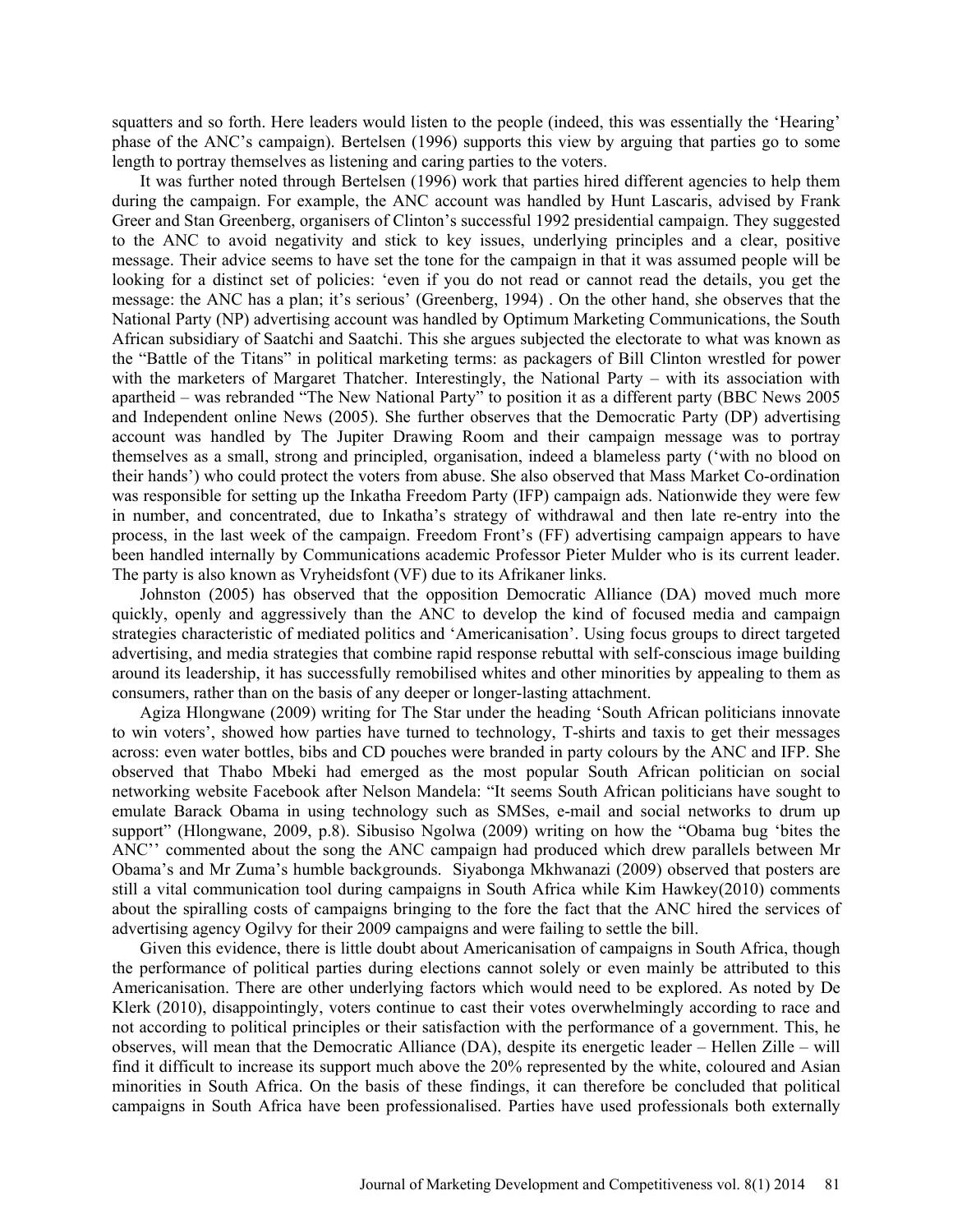squatters and so forth. Here leaders would listen to the people (indeed, this was essentially the 'Hearing' phase of the ANC's campaign). Bertelsen (1996) supports this view by arguing that parties go to some length to portray themselves as listening and caring parties to the voters.

It was further noted through Bertelsen (1996) work that parties hired different agencies to help them during the campaign. For example, the ANC account was handled by Hunt Lascaris, advised by Frank Greer and Stan Greenberg, organisers of Clinton's successful 1992 presidential campaign. They suggested to the ANC to avoid negativity and stick to key issues, underlying principles and a clear, positive message. Their advice seems to have set the tone for the campaign in that it was assumed people will be looking for a distinct set of policies: 'even if you do not read or cannot read the details, you get the message: the ANC has a plan; it's serious' (Greenberg, 1994) . On the other hand, she observes that the National Party (NP) advertising account was handled by Optimum Marketing Communications, the South African subsidiary of Saatchi and Saatchi. This she argues subjected the electorate to what was known as the "Battle of the Titans" in political marketing terms: as packagers of Bill Clinton wrestled for power with the marketers of Margaret Thatcher. Interestingly, the National Party – with its association with apartheid – was rebranded "The New National Party" to position it as a different party (BBC News 2005 and Independent online News (2005). She further observes that the Democratic Party (DP) advertising account was handled by The Jupiter Drawing Room and their campaign message was to portray themselves as a small, strong and principled, organisation, indeed a blameless party ('with no blood on their hands') who could protect the voters from abuse. She also observed that Mass Market Co-ordination was responsible for setting up the Inkatha Freedom Party (IFP) campaign ads. Nationwide they were few in number, and concentrated, due to Inkatha's strategy of withdrawal and then late re-entry into the process, in the last week of the campaign. Freedom Front's (FF) advertising campaign appears to have been handled internally by Communications academic Professor Pieter Mulder who is its current leader. The party is also known as Vryheidsfont (VF) due to its Afrikaner links.

Johnston (2005) has observed that the opposition Democratic Alliance (DA) moved much more quickly, openly and aggressively than the ANC to develop the kind of focused media and campaign strategies characteristic of mediated politics and 'Americanisation'. Using focus groups to direct targeted advertising, and media strategies that combine rapid response rebuttal with self-conscious image building around its leadership, it has successfully remobilised whites and other minorities by appealing to them as consumers, rather than on the basis of any deeper or longer-lasting attachment.

Agiza Hlongwane (2009) writing for The Star under the heading 'South African politicians innovate to win voters', showed how parties have turned to technology, T-shirts and taxis to get their messages across: even water bottles, bibs and CD pouches were branded in party colours by the ANC and IFP. She observed that Thabo Mbeki had emerged as the most popular South African politician on social networking website Facebook after Nelson Mandela: "It seems South African politicians have sought to emulate Barack Obama in using technology such as SMSes, e-mail and social networks to drum up support" (Hlongwane, 2009, p.8). Sibusiso Ngolwa (2009) writing on how the "Obama bug 'bites the ANC'' commented about the song the ANC campaign had produced which drew parallels between Mr Obama's and Mr Zuma's humble backgrounds. Siyabonga Mkhwanazi (2009) observed that posters are still a vital communication tool during campaigns in South Africa while Kim Hawkey(2010) comments about the spiralling costs of campaigns bringing to the fore the fact that the ANC hired the services of advertising agency Ogilvy for their 2009 campaigns and were failing to settle the bill.

Given this evidence, there is little doubt about Americanisation of campaigns in South Africa, though the performance of political parties during elections cannot solely or even mainly be attributed to this Americanisation. There are other underlying factors which would need to be explored. As noted by De Klerk (2010), disappointingly, voters continue to cast their votes overwhelmingly according to race and not according to political principles or their satisfaction with the performance of a government. This, he observes, will mean that the Democratic Alliance (DA), despite its energetic leader – Hellen Zille – will find it difficult to increase its support much above the 20% represented by the white, coloured and Asian minorities in South Africa. On the basis of these findings, it can therefore be concluded that political campaigns in South Africa have been professionalised. Parties have used professionals both externally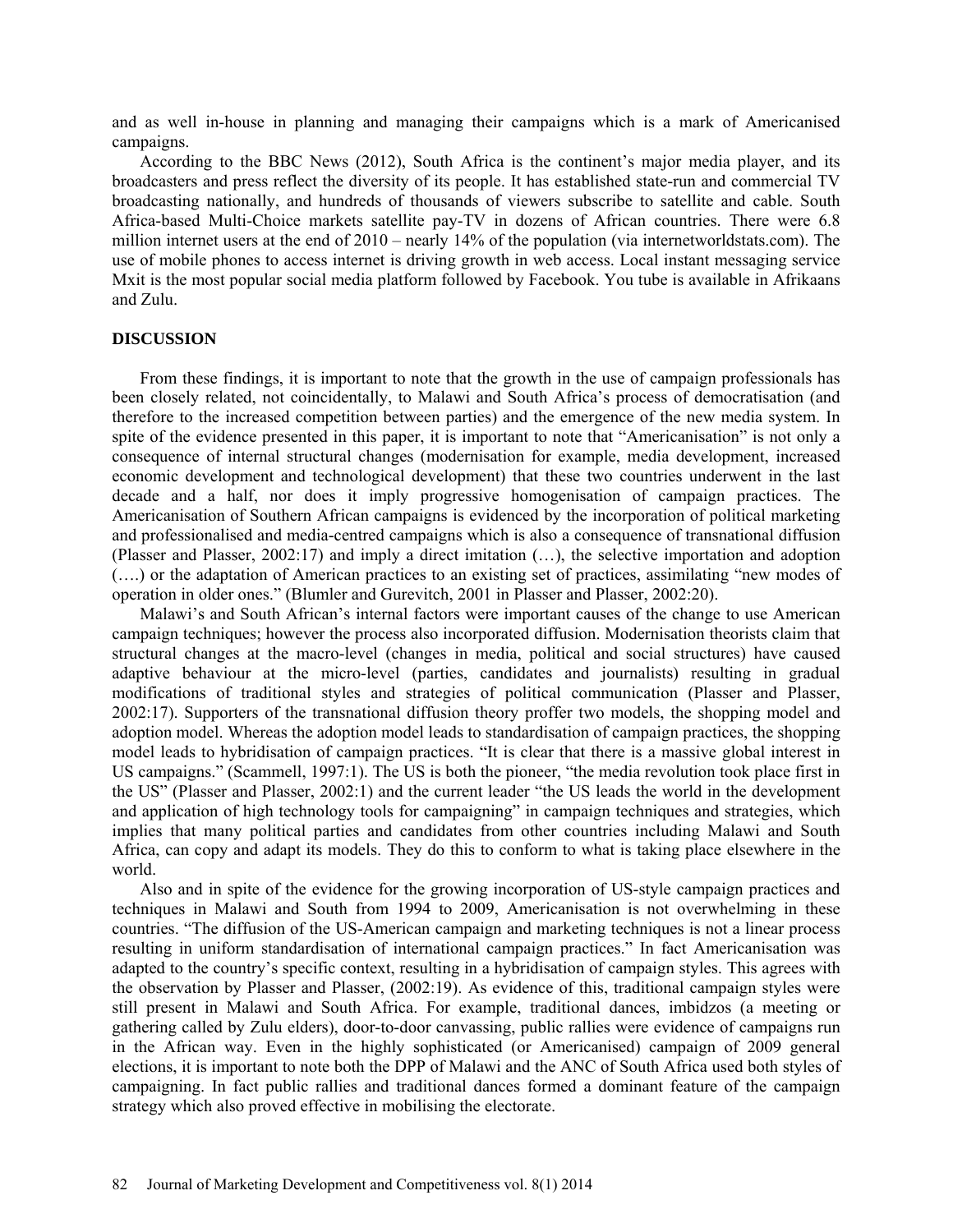and as well in-house in planning and managing their campaigns which is a mark of Americanised campaigns.

According to the BBC News (2012), South Africa is the continent's major media player, and its broadcasters and press reflect the diversity of its people. It has established state-run and commercial TV broadcasting nationally, and hundreds of thousands of viewers subscribe to satellite and cable. South Africa-based Multi-Choice markets satellite pay-TV in dozens of African countries. There were 6.8 million internet users at the end of 2010 – nearly 14% of the population (via internetworldstats.com). The use of mobile phones to access internet is driving growth in web access. Local instant messaging service Mxit is the most popular social media platform followed by Facebook. You tube is available in Afrikaans and Zulu.

## DISCUSSION

From these findings, it is important to note that the growth in the use of campaign professionals has been closely related, not coincidentally, to Malawi and South Africa's process of democratisation (and therefore to the increased competition between parties) and the emergence of the new media system. In spite of the evidence presented in this paper, it is important to note that "Americanisation" is not only a consequence of internal structural changes (modernisation for example, media development, increased economic development and technological development) that these two countries underwent in the last decade and a half, nor does it imply progressive homogenisation of campaign practices. The Americanisation of Southern African campaigns is evidenced by the incorporation of political marketing and professionalised and media-centred campaigns which is also a consequence of transnational diffusion (Plasser and Plasser, 2002:17) and imply a direct imitation (…), the selective importation and adoption (….) or the adaptation of American practices to an existing set of practices, assimilating "new modes of operation in older ones." (Blumler and Gurevitch, 2001 in Plasser and Plasser, 2002:20).

Malawi's and South African's internal factors were important causes of the change to use American campaign techniques; however the process also incorporated diffusion. Modernisation theorists claim that structural changes at the macro-level (changes in media, political and social structures) have caused adaptive behaviour at the micro-level (parties, candidates and journalists) resulting in gradual modifications of traditional styles and strategies of political communication (Plasser and Plasser, 2002:17). Supporters of the transnational diffusion theory proffer two models, the shopping model and adoption model. Whereas the adoption model leads to standardisation of campaign practices, the shopping model leads to hybridisation of campaign practices. "It is clear that there is a massive global interest in US campaigns." (Scammell, 1997:1). The US is both the pioneer, "the media revolution took place first in the US" (Plasser and Plasser, 2002:1) and the current leader "the US leads the world in the development and application of high technology tools for campaigning" in campaign techniques and strategies, which implies that many political parties and candidates from other countries including Malawi and South Africa, can copy and adapt its models. They do this to conform to what is taking place elsewhere in the world.

Also and in spite of the evidence for the growing incorporation of US-style campaign practices and techniques in Malawi and South from 1994 to 2009, Americanisation is not overwhelming in these countries. "The diffusion of the US-American campaign and marketing techniques is not a linear process resulting in uniform standardisation of international campaign practices." In fact Americanisation was adapted to the country's specific context, resulting in a hybridisation of campaign styles. This agrees with the observation by Plasser and Plasser, (2002:19). As evidence of this, traditional campaign styles were still present in Malawi and South Africa. For example, traditional dances, imbidzos (a meeting or gathering called by Zulu elders), door-to-door canvassing, public rallies were evidence of campaigns run in the African way. Even in the highly sophisticated (or Americanised) campaign of 2009 general elections, it is important to note both the DPP of Malawi and the ANC of South Africa used both styles of campaigning. In fact public rallies and traditional dances formed a dominant feature of the campaign strategy which also proved effective in mobilising the electorate.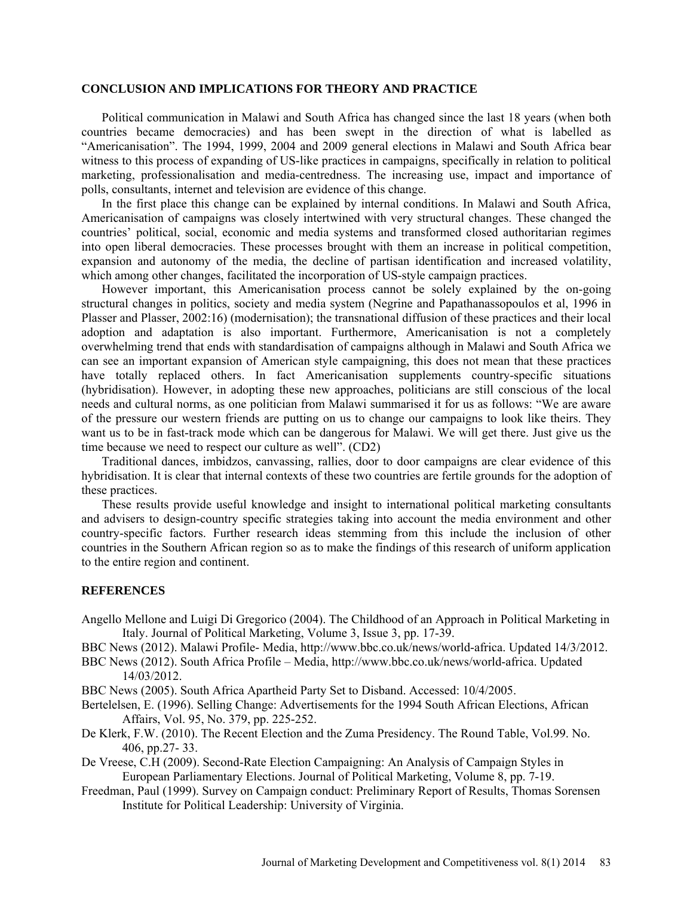## CONCLUSION AND IMPLICATIONS FOR THEORY AND PRACTICE

Political communication in Malawi and South Africa has changed since the last 18 years (when both countries became democracies) and has been swept in the direction of what is labelled as "Americanisation". The 1994, 1999, 2004 and 2009 general elections in Malawi and South Africa bear witness to this process of expanding of US-like practices in campaigns, specifically in relation to political marketing, professionalisation and media-centredness. The increasing use, impact and importance of polls, consultants, internet and television are evidence of this change.

In the first place this change can be explained by internal conditions. In Malawi and South Africa, Americanisation of campaigns was closely intertwined with very structural changes. These changed the countries' political, social, economic and media systems and transformed closed authoritarian regimes into open liberal democracies. These processes brought with them an increase in political competition, expansion and autonomy of the media, the decline of partisan identification and increased volatility, which among other changes, facilitated the incorporation of US-style campaign practices.

However important, this Americanisation process cannot be solely explained by the on-going structural changes in politics, society and media system (Negrine and Papathanassopoulos et al, 1996 in Plasser and Plasser, 2002:16) (modernisation); the transnational diffusion of these practices and their local adoption and adaptation is also important. Furthermore, Americanisation is not a completely overwhelming trend that ends with standardisation of campaigns although in Malawi and South Africa we can see an important expansion of American style campaigning, this does not mean that these practices have totally replaced others. In fact Americanisation supplements country-specific situations (hybridisation). However, in adopting these new approaches, politicians are still conscious of the local needs and cultural norms, as one politician from Malawi summarised it for us as follows: "We are aware of the pressure our western friends are putting on us to change our campaigns to look like theirs. They want us to be in fast-track mode which can be dangerous for Malawi. We will get there. Just give us the time because we need to respect our culture as well". (CD2)

Traditional dances, imbidzos, canvassing, rallies, door to door campaigns are clear evidence of this hybridisation. It is clear that internal contexts of these two countries are fertile grounds for the adoption of these practices.

These results provide useful knowledge and insight to international political marketing consultants and advisers to design-country specific strategies taking into account the media environment and other country-specific factors. Further research ideas stemming from this include the inclusion of other countries in the Southern African region so as to make the findings of this research of uniform application to the entire region and continent.

## REFERENCES

Angello Mellone and Luigi Di Gregorico (2004). The Childhood of an Approach in Political Marketing in Italy. Journal of Political Marketing, Volume 3, Issue 3, pp. 17-39.

BBC News (2012). Malawi Profile- Media, http://www.bbc.co.uk/news/world-africa. Updated 14/3/2012.

BBC News (2012). South Africa Profile – Media, http://www.bbc.co.uk/news/world-africa. Updated 14/03/2012.

BBC News (2005). South Africa Apartheid Party Set to Disband. Accessed: 10/4/2005.

Bertelelsen, E. (1996). Selling Change: Advertisements for the 1994 South African Elections, African Affairs, Vol. 95, No. 379, pp. 225-252.

De Klerk, F.W. (2010). The Recent Election and the Zuma Presidency. The Round Table, Vol.99. No. 406, pp.27- 33.

De Vreese, C.H (2009). Second-Rate Election Campaigning: An Analysis of Campaign Styles in European Parliamentary Elections. Journal of Political Marketing, Volume 8, pp. 7-19.

Freedman, Paul (1999). Survey on Campaign conduct: Preliminary Report of Results, Thomas Sorensen Institute for Political Leadership: University of Virginia.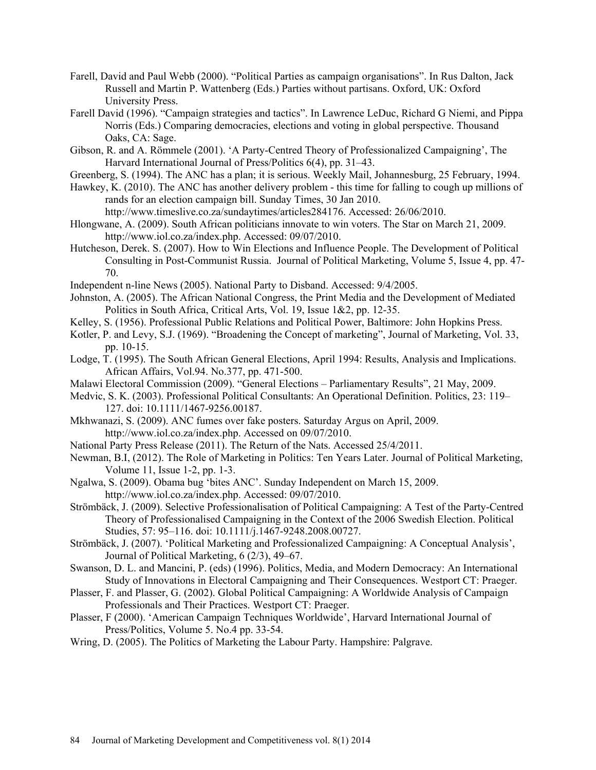Farell, David and Paul Webb (2000). "Political Parties as campaign organisations". In Rus Dalton, Jack Russell and Martin P. Wattenberg (Eds.) Parties without partisans. Oxford, UK: Oxford University Press.

Farell David (1996). "Campaign strategies and tactics". In Lawrence LeDuc, Richard G Niemi, and Pippa Norris (Eds.) Comparing democracies, elections and voting in global perspective. Thousand Oaks, CA: Sage.

Gibson, R. and A. Römmele (2001). 'A Party-Centred Theory of Professionalized Campaigning', The Harvard International Journal of Press/Politics 6(4), pp. 31–43.

Greenberg, S. (1994). The ANC has a plan; it is serious. Weekly Mail, Johannesburg, 25 February, 1994.

Hawkey, K. (2010). The ANC has another delivery problem - this time for falling to cough up millions of rands for an election campaign bill. Sunday Times, 30 Jan 2010. http://www.timeslive.co.za/sundaytimes/articles284176. Accessed: 26/06/2010.

Hlongwane, A. (2009). South African politicians innovate to win voters. The Star on March 21, 2009. http://www.iol.co.za/index.php. Accessed: 09/07/2010.

Hutcheson, Derek. S. (2007). How to Win Elections and Influence People. The Development of Political Consulting in Post-Communist Russia. Journal of Political Marketing, Volume 5, Issue 4, pp. 47-70.

Independent n-line News (2005). National Party to Disband. Accessed: 9/4/2005.

Johnston, A. (2005). The African National Congress, the Print Media and the Development of Mediated Politics in South Africa, Critical Arts, Vol. 19, Issue 1&2, pp. 12-35.

Kelley, S. (1956). Professional Public Relations and Political Power, Baltimore: John Hopkins Press.

Kotler, P. and Levy, S.J. (1969). "Broadening the Concept of marketing", Journal of Marketing, Vol. 33, pp. 10-15.

Lodge, T. (1995). The South African General Elections, April 1994: Results, Analysis and Implications. African Affairs, Vol.94. No.377, pp. 471-500.

Malawi Electoral Commission (2009). "General Elections – Parliamentary Results", 21 May, 2009.

Medvic, S. K. (2003). Professional Political Consultants: An Operational Definition. Politics, 23: 119–127. doi: 10.1111/1467-9256.00187.

Mkhwanazi, S. (2009). ANC fumes over fake posters. Saturday Argus on April, 2009. http://www.iol.co.za/index.php. Accessed on 09/07/2010.

National Party Press Release (2011). The Return of the Nats. Accessed 25/4/2011.

Newman, B.I, (2012). The Role of Marketing in Politics: Ten Years Later. Journal of Political Marketing, Volume 11, Issue 1-2, pp. 1-3.

Ngalwa, S. (2009). Obama bug 'bites ANC'. Sunday Independent on March 15, 2009. http://www.iol.co.za/index.php. Accessed: 09/07/2010.

Strömbäck, J. (2009). Selective Professionalisation of Political Campaigning: A Test of the Party-Centred Theory of Professionalised Campaigning in the Context of the 2006 Swedish Election. Political Studies, 57: 95–116. doi: 10.1111/j.1467-9248.2008.00727.

Strömbäck, J. (2007). 'Political Marketing and Professionalized Campaigning: A Conceptual Analysis', Journal of Political Marketing, 6 (2/3), 49–67.

Swanson, D. L. and Mancini, P. (eds) (1996). Politics, Media, and Modern Democracy: An International Study of Innovations in Electoral Campaigning and Their Consequences. Westport CT: Praeger.

Plasser, F. and Plasser, G. (2002). Global Political Campaigning: A Worldwide Analysis of Campaign Professionals and Their Practices. Westport CT: Praeger.

Plasser, F (2000). 'American Campaign Techniques Worldwide', Harvard International Journal of Press/Politics, Volume 5. No.4 pp. 33-54.

Wring, D. (2005). The Politics of Marketing the Labour Party. Hampshire: Palgrave.